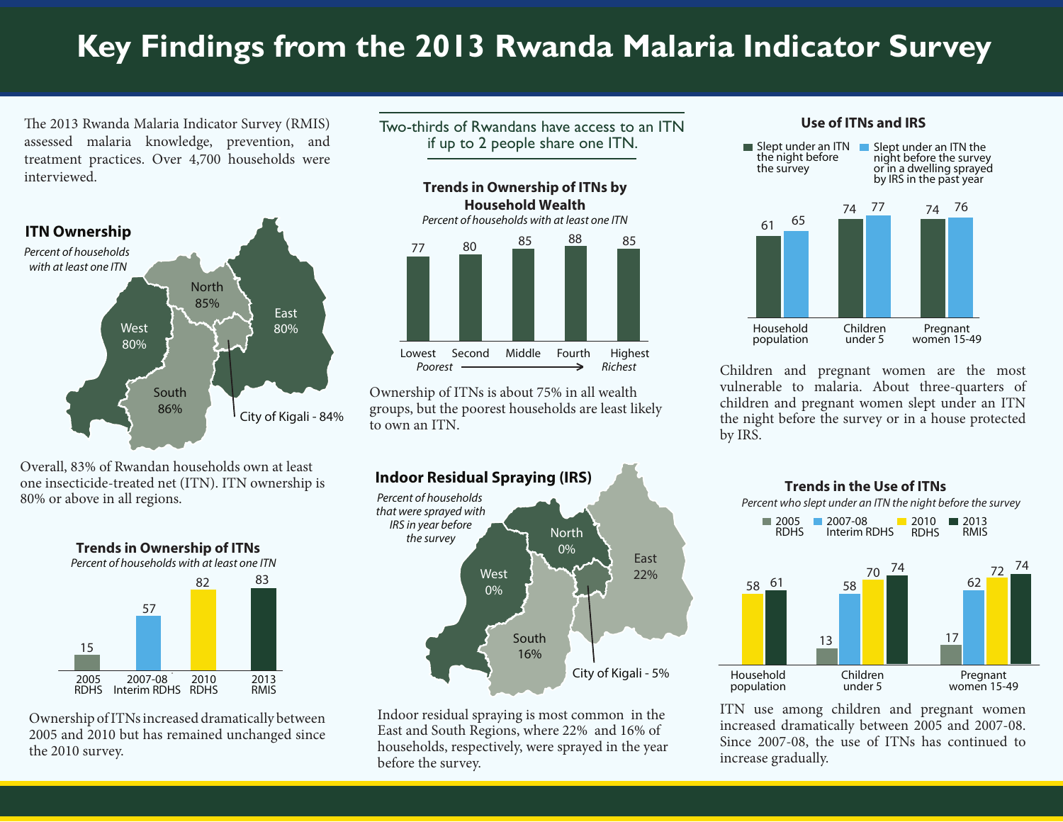# Key Findings from the 2013 Rwanda Malaria Indicator Survey

The 2013 Rwanda Malaria Indicator Survey (RMIS) assessed malaria knowledge, prevention, and treatment practices. Over 4,700 households were interviewed.

## ITN Ownership

*Percent of households with at least one ITN*

| Region | Percent |
|---|---|
| North | 85% |
| East | 80% |
| West | 80% |
| South | 86% |
| City of Kigali | 84% |

Overall, 83% of Rwandan households own at least one insecticide-treated net (ITN). ITN ownership is 80% or above in all regions.

### Trends in Ownership of ITNs

*Percent of households with at least one ITN*

| Survey | Percent |
|---|---|
| 2005 RDHS | 15 |
| 2007-08 Interim RDHS | 57 |
| 2010 RDHS | 82 |
| 2013 RMIS | 83 |

Ownership of ITNs increased dramatically between 2005 and 2010 but has remained unchanged since the 2010 survey.

Two-thirds of Rwandans have access to an ITN if up to 2 people share one ITN.

### Trends in Ownership of ITNs by Household Wealth

*Percent of households with at least one ITN*

| Wealth quintile | Percent |
|---|---|
| Lowest (Poorest) | 77 |
| Second | 80 |
| Middle | 85 |
| Fourth | 88 |
| Highest (Richest) | 85 |

Ownership of ITNs is about 75% in all wealth groups, but the poorest households are least likely to own an ITN.

## Indoor Residual Spraying (IRS)

*Percent of households that were sprayed with IRS in year before the survey*

| Region | Percent |
|---|---|
| North | 0% |
| East | 22% |
| West | 0% |
| South | 16% |
| City of Kigali | 5% |

Indoor residual spraying is most common in the East and South Regions, where 22% and 16% of households, respectively, were sprayed in the year before the survey.

### Use of ITNs and IRS

| | Slept under an ITN the night before the survey | Slept under an ITN the night before the survey or in a dwelling sprayed by IRS in the past year |
|---|---|---|
| Household population | 61 | 65 |
| Children under 5 | 74 | 77 |
| Pregnant women 15-49 | 74 | 76 |

Children and pregnant women are the most vulnerable to malaria. About three-quarters of children and pregnant women slept under an ITN the night before the survey or in a house protected by IRS.

### Trends in the Use of ITNs

*Percent who slept under an ITN the night before the survey*

| | 2005 RDHS | 2007-08 Interim RDHS | 2010 RDHS | 2013 RMIS |
|---|---|---|---|---|
| Household population | | | 58 | 61 |
| Children under 5 | 13 | 58 | 70 | 74 |
| Pregnant women 15-49 | 17 | 62 | 72 | 74 |

ITN use among children and pregnant women increased dramatically between 2005 and 2007-08. Since 2007-08, the use of ITNs has continued to increase gradually.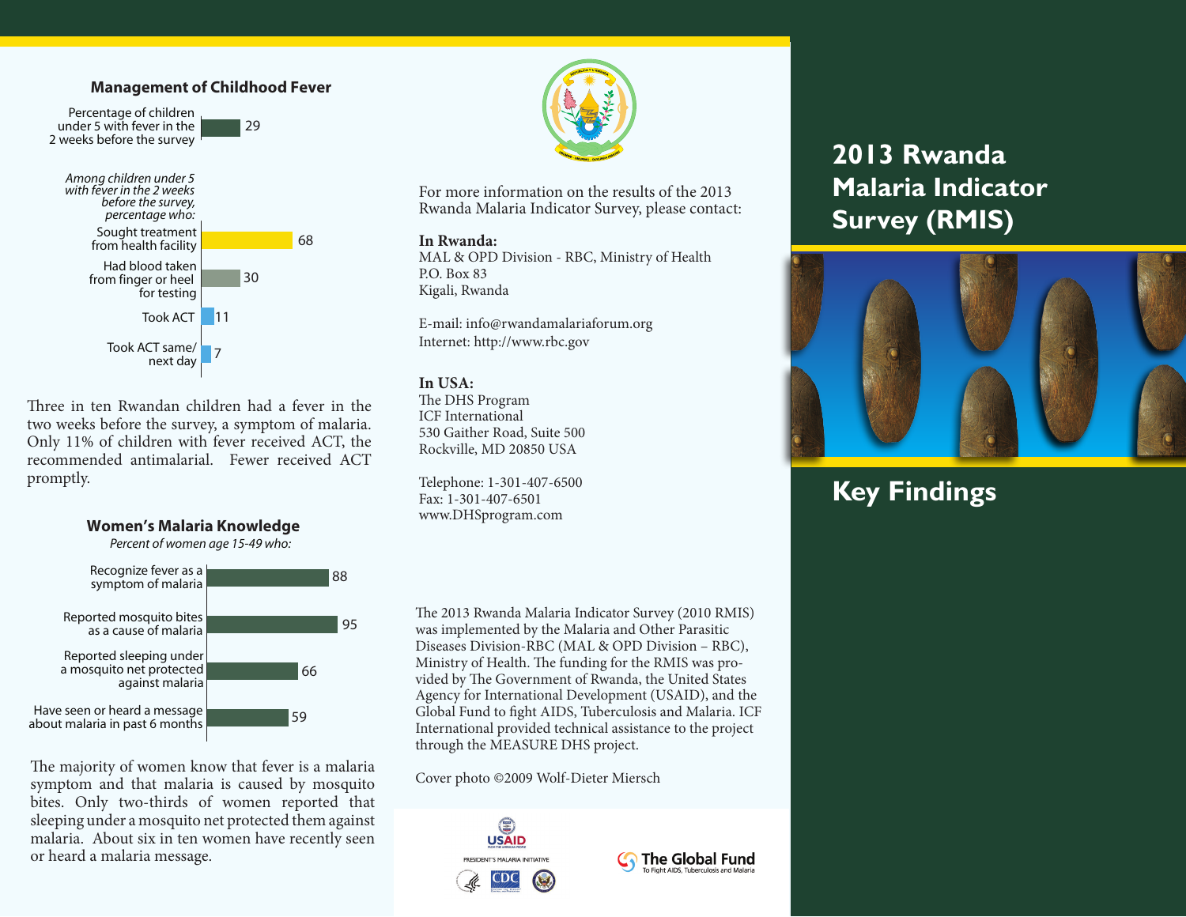## Management of Childhood Fever

Percentage of children under 5 with fever in the 2 weeks before the survey 29

*Among children under 5 with fever in the 2 weeks before the survey, percentage who:*

Sought treatment from health facility 68

Had blood taken from finger or heel for testing 30

Took ACT 11

Took ACT same/ next day 7

Three in ten Rwandan children had a fever in the two weeks before the survey, a symptom of malaria. Only 11% of children with fever received ACT, the recommended antimalarial. Fewer received ACT promptly.

## Women's Malaria Knowledge

*Percent of women age 15-49 who:*

Recognize fever as a symptom of malaria 88

Reported mosquito bites as a cause of malaria 95

Reported sleeping under a mosquito net protected against malaria 66

Have seen or heard a message about malaria in past 6 months 59

The majority of women know that fever is a malaria symptom and that malaria is caused by mosquito bites. Only two-thirds of women reported that sleeping under a mosquito net protected them against malaria. About six in ten women have recently seen or heard a malaria message.

For more information on the results of the 2013 Rwanda Malaria Indicator Survey, please contact:

**In Rwanda:**
MAL & OPD Division - RBC, Ministry of Health
P.O. Box 83
Kigali, Rwanda

E-mail: info@rwandamalariaforum.org
Internet: http://www.rbc.gov

**In USA:**
The DHS Program
ICF International
530 Gaither Road, Suite 500
Rockville, MD 20850 USA

Telephone: 1-301-407-6500
Fax: 1-301-407-6501
www.DHSprogram.com

The 2013 Rwanda Malaria Indicator Survey (2010 RMIS) was implemented by the Malaria and Other Parasitic Diseases Division-RBC (MAL & OPD Division – RBC), Ministry of Health. The funding for the RMIS was provided by The Government of Rwanda, the United States Agency for International Development (USAID), and the Global Fund to fight AIDS, Tuberculosis and Malaria. ICF International provided technical assistance to the project through the MEASURE DHS project.

Cover photo ©2009 Wolf-Dieter Miersch

USAID
PRESIDENT'S MALARIA INITIATIVE
CDC

The Global Fund
To Fight AIDS, Tuberculosis and Malaria

# 2013 Rwanda Malaria Indicator Survey (RMIS)

## Key Findings